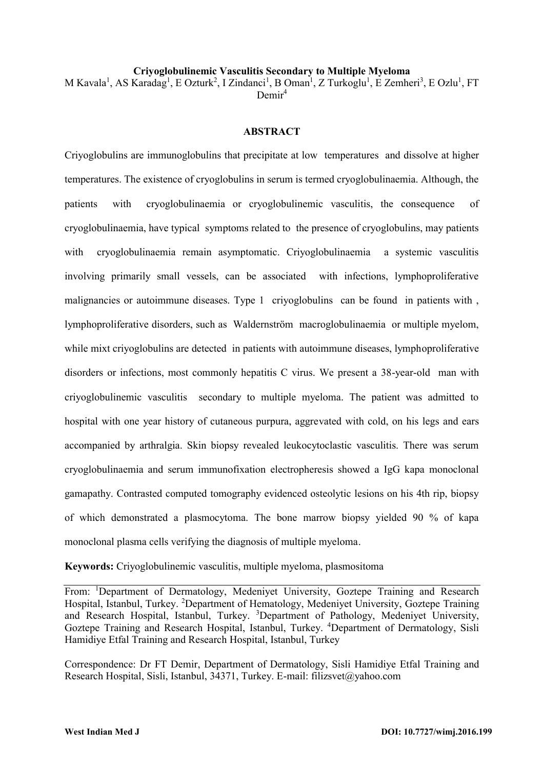**Criyoglobulinemic Vasculitis Secondary to Multiple Myeloma**

M Kavala[1], AS Karadag[1], E Ozturk[2], I Zindanci[1], B Oman[1], Z Turkoglu[1], E Zemheri[3], E Ozlu[1], FT Demir[4]

## ABSTRACT

Criyoglobulins are immunoglobulins that precipitate at low temperatures and dissolve at higher temperatures. The existence of cryoglobulins in serum is termed cryoglobulinaemia. Although, the patients with cryoglobulinaemia or cryoglobulinemic vasculitis, the consequence of cryoglobulinaemia, have typical symptoms related to the presence of cryoglobulins, may patients with cryoglobulinaemia remain asymptomatic. Criyoglobulinaemia a systemic vasculitis involving primarily small vessels, can be associated with infections, lymphoproliferative malignancies or autoimmune diseases. Type 1 criyoglobulins can be found in patients with , lymphoproliferative disorders, such as Waldernström macroglobulinaemia or multiple myelom, while mixt criyoglobulins are detected in patients with autoimmune diseases, lymphoproliferative disorders or infections, most commonly hepatitis C virus. We present a 38-year-old man with criyoglobulinemic vasculitis secondary to multiple myeloma. The patient was admitted to hospital with one year history of cutaneous purpura, aggrevated with cold, on his legs and ears accompanied by arthralgia. Skin biopsy revealed leukocytoclastic vasculitis. There was serum cryoglobulinaemia and serum immunofixation electropheresis showed a IgG kapa monoclonal gamapathy. Contrasted computed tomography evidenced osteolytic lesions on his 4th rip, biopsy of which demonstrated a plasmocytoma. The bone marrow biopsy yielded 90 % of kapa monoclonal plasma cells verifying the diagnosis of multiple myeloma.

**Keywords:** Criyoglobulinemic vasculitis, multiple myeloma, plasmositoma

From: [1]Department of Dermatology, Medeniyet University, Goztepe Training and Research Hospital, Istanbul, Turkey. [2]Department of Hematology, Medeniyet University, Goztepe Training and Research Hospital, Istanbul, Turkey. [3]Department of Pathology, Medeniyet University, Goztepe Training and Research Hospital, Istanbul, Turkey. [4]Department of Dermatology, Sisli Hamidiye Etfal Training and Research Hospital, Istanbul, Turkey

Correspondence: Dr FT Demir, Department of Dermatology, Sisli Hamidiye Etfal Training and Research Hospital, Sisli, Istanbul, 34371, Turkey. E-mail: filizsvet@yahoo.com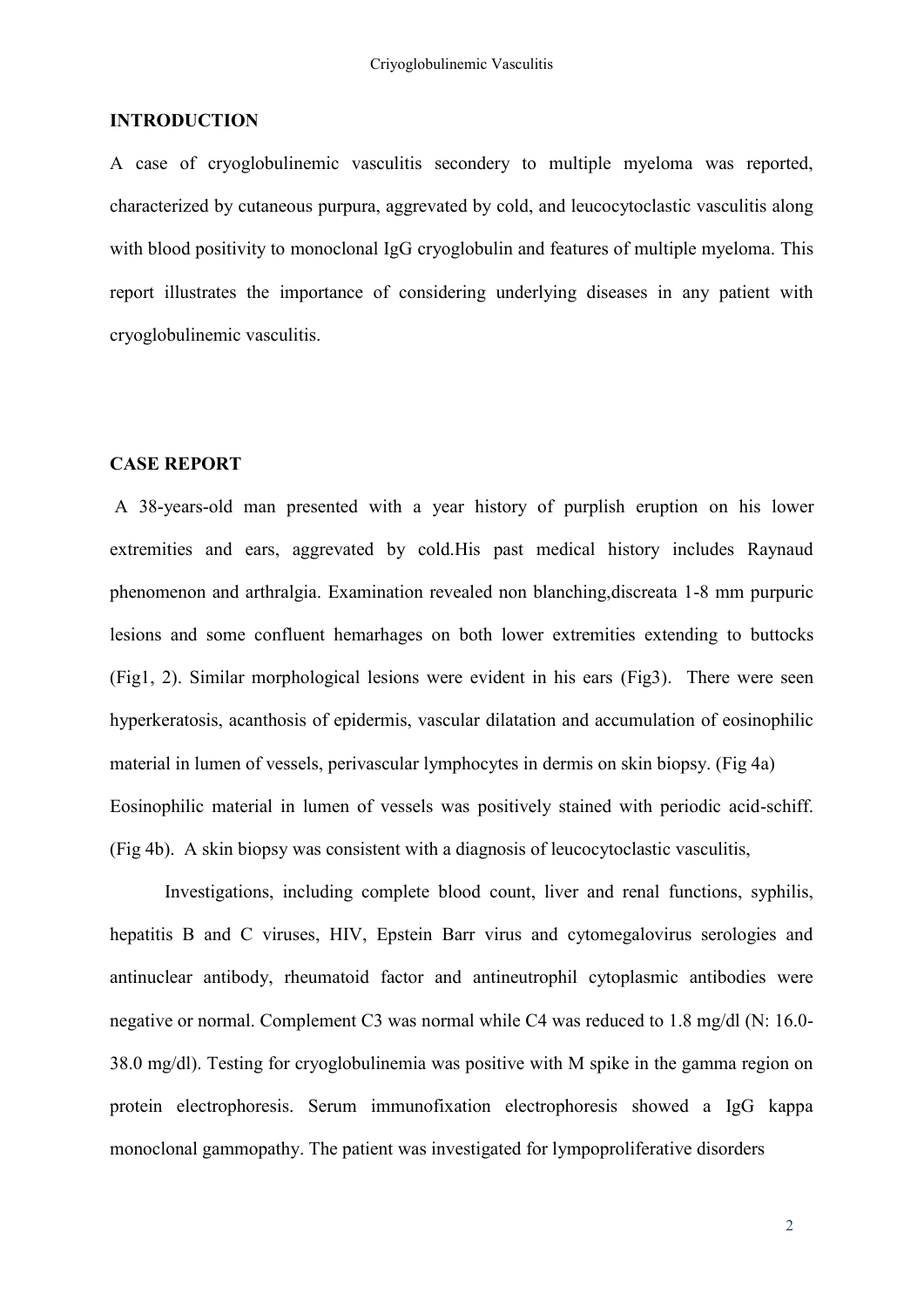## INTRODUCTION

A case of cryoglobulinemic vasculitis secondery to multiple myeloma was reported, characterized by cutaneous purpura, aggrevated by cold, and leucocytoclastic vasculitis along with blood positivity to monoclonal IgG cryoglobulin and features of multiple myeloma. This report illustrates the importance of considering underlying diseases in any patient with cryoglobulinemic vasculitis.

## CASE REPORT

A 38-years-old man presented with a year history of purplish eruption on his lower extremities and ears, aggrevated by cold.His past medical history includes Raynaud phenomenon and arthralgia. Examination revealed non blanching,discreata 1-8 mm purpuric lesions and some confluent hemarhages on both lower extremities extending to buttocks (Fig1, 2). Similar morphological lesions were evident in his ears (Fig3). There were seen hyperkeratosis, acanthosis of epidermis, vascular dilatation and accumulation of eosinophilic material in lumen of vessels, perivascular lymphocytes in dermis on skin biopsy. (Fig 4a) Eosinophilic material in lumen of vessels was positively stained with periodic acid-schiff. (Fig 4b). A skin biopsy was consistent with a diagnosis of leucocytoclastic vasculitis,

Investigations, including complete blood count, liver and renal functions, syphilis, hepatitis B and C viruses, HIV, Epstein Barr virus and cytomegalovirus serologies and antinuclear antibody, rheumatoid factor and antineutrophil cytoplasmic antibodies were negative or normal. Complement C3 was normal while C4 was reduced to 1.8 mg/dl (N: 16.0-38.0 mg/dl). Testing for cryoglobulinemia was positive with M spike in the gamma region on protein electrophoresis. Serum immunofixation electrophoresis showed a IgG kappa monoclonal gammopathy. The patient was investigated for lympoproliferative disorders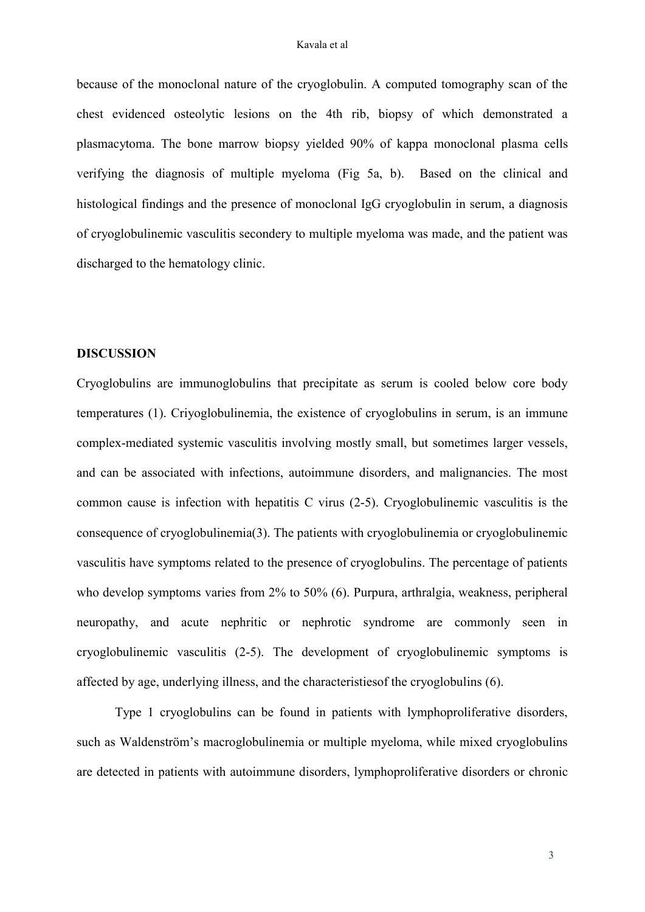because of the monoclonal nature of the cryoglobulin. A computed tomography scan of the chest evidenced osteolytic lesions on the 4th rib, biopsy of which demonstrated a plasmacytoma. The bone marrow biopsy yielded 90% of kappa monoclonal plasma cells verifying the diagnosis of multiple myeloma (Fig 5a, b). Based on the clinical and histological findings and the presence of monoclonal IgG cryoglobulin in serum, a diagnosis of cryoglobulinemic vasculitis secondery to multiple myeloma was made, and the patient was discharged to the hematology clinic.

## DISCUSSION

Cryoglobulins are immunoglobulins that precipitate as serum is cooled below core body temperatures (1). Criyoglobulinemia, the existence of cryoglobulins in serum, is an immune complex-mediated systemic vasculitis involving mostly small, but sometimes larger vessels, and can be associated with infections, autoimmune disorders, and malignancies. The most common cause is infection with hepatitis C virus (2-5). Cryoglobulinemic vasculitis is the consequence of cryoglobulinemia(3). The patients with cryoglobulinemia or cryoglobulinemic vasculitis have symptoms related to the presence of cryoglobulins. The percentage of patients who develop symptoms varies from 2% to 50% (6). Purpura, arthralgia, weakness, peripheral neuropathy, and acute nephritic or nephrotic syndrome are commonly seen in cryoglobulinemic vasculitis (2-5). The development of cryoglobulinemic symptoms is affected by age, underlying illness, and the characteristiesof the cryoglobulins (6).

Type 1 cryoglobulins can be found in patients with lymphoproliferative disorders, such as Waldenström's macroglobulinemia or multiple myeloma, while mixed cryoglobulins are detected in patients with autoimmune disorders, lymphoproliferative disorders or chronic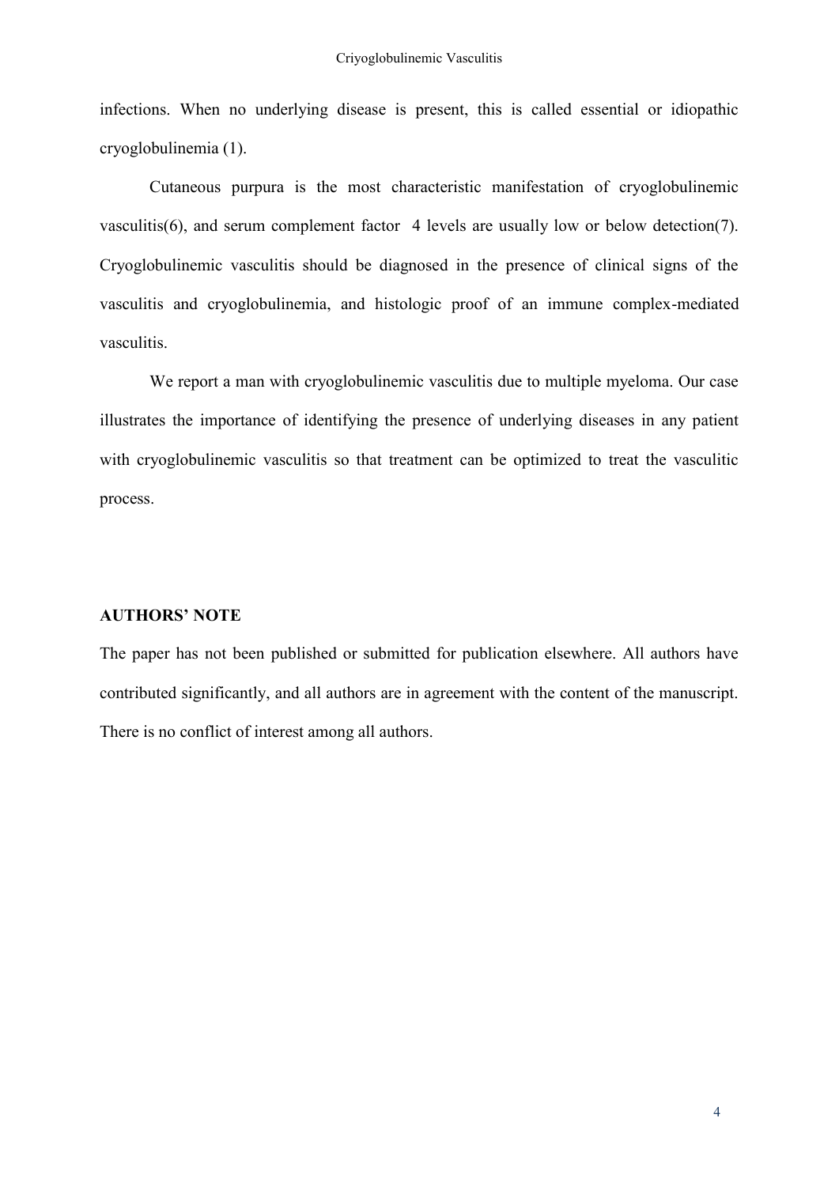infections. When no underlying disease is present, this is called essential or idiopathic cryoglobulinemia (1).

Cutaneous purpura is the most characteristic manifestation of cryoglobulinemic vasculitis(6), and serum complement factor 4 levels are usually low or below detection(7). Cryoglobulinemic vasculitis should be diagnosed in the presence of clinical signs of the vasculitis and cryoglobulinemia, and histologic proof of an immune complex-mediated vasculitis.

We report a man with cryoglobulinemic vasculitis due to multiple myeloma. Our case illustrates the importance of identifying the presence of underlying diseases in any patient with cryoglobulinemic vasculitis so that treatment can be optimized to treat the vasculitic process.

**AUTHORS' NOTE**

The paper has not been published or submitted for publication elsewhere. All authors have contributed significantly, and all authors are in agreement with the content of the manuscript. There is no conflict of interest among all authors.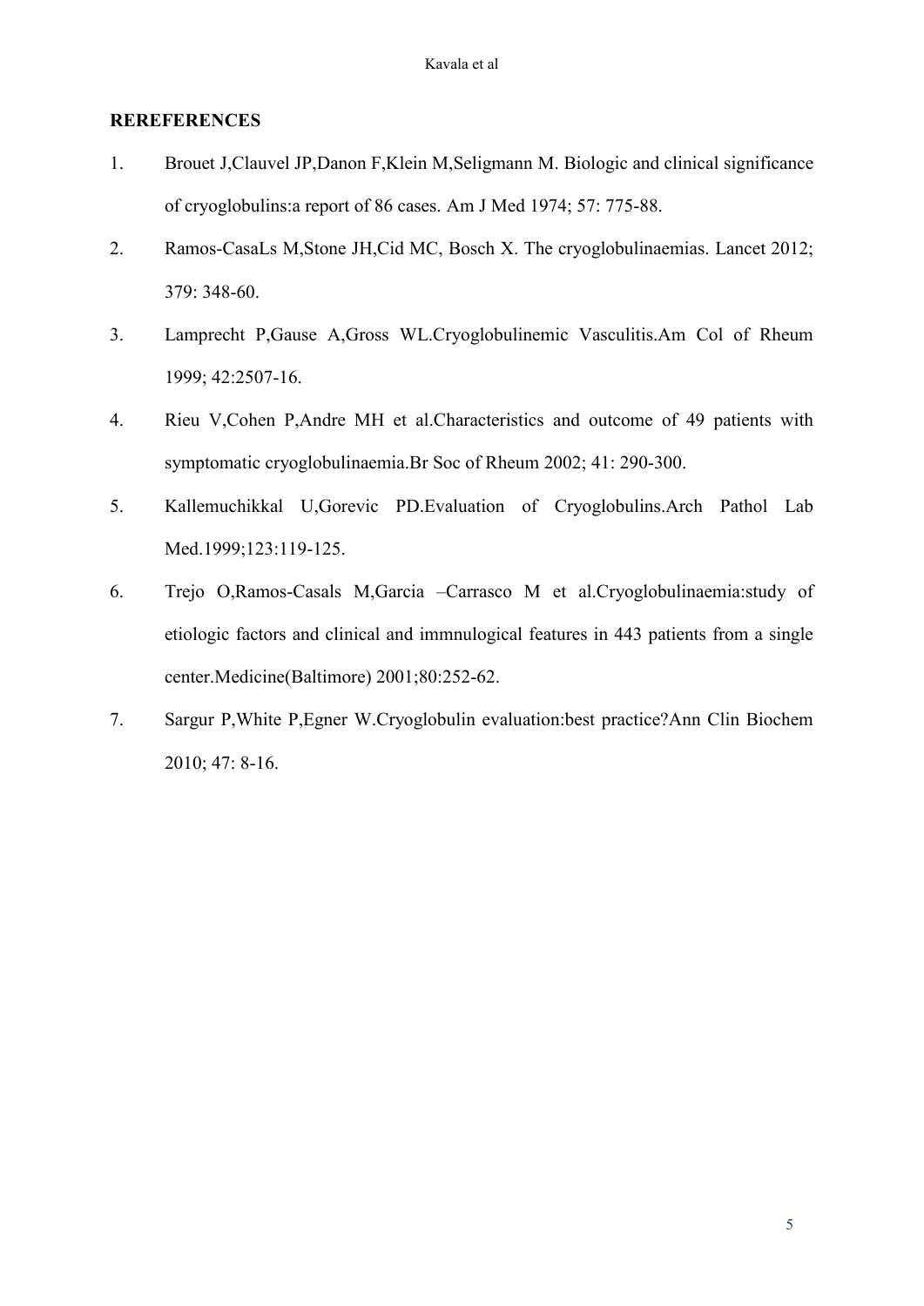**REREFERENCES**

1. Brouet J,Clauvel JP,Danon F,Klein M,Seligmann M. Biologic and clinical significance of cryoglobulins:a report of 86 cases. Am J Med 1974; 57: 775-88.
2. Ramos-CasaLs M,Stone JH,Cid MC, Bosch X. The cryoglobulinaemias. Lancet 2012; 379: 348-60.
3. Lamprecht P,Gause A,Gross WL.Cryoglobulinemic Vasculitis.Am Col of Rheum 1999; 42:2507-16.
4. Rieu V,Cohen P,Andre MH et al.Characteristics and outcome of 49 patients with symptomatic cryoglobulinaemia.Br Soc of Rheum 2002; 41: 290-300.
5. Kallemuchikkal U,Gorevic PD.Evaluation of Cryoglobulins.Arch Pathol Lab Med.1999;123:119-125.
6. Trejo O,Ramos-Casals M,Garcia –Carrasco M et al.Cryoglobulinaemia:study of etiologic factors and clinical and immnulogical features in 443 patients from a single center.Medicine(Baltimore) 2001;80:252-62.
7. Sargur P,White P,Egner W.Cryoglobulin evaluation:best practice?Ann Clin Biochem 2010; 47: 8-16.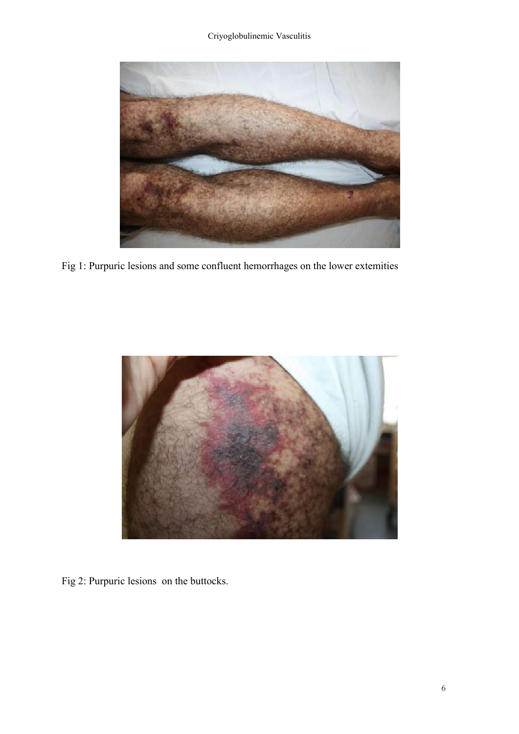Fig 1: Purpuric lesions and some confluent hemorrhages on the lower extemities

Fig 2: Purpuric lesions  on the buttocks.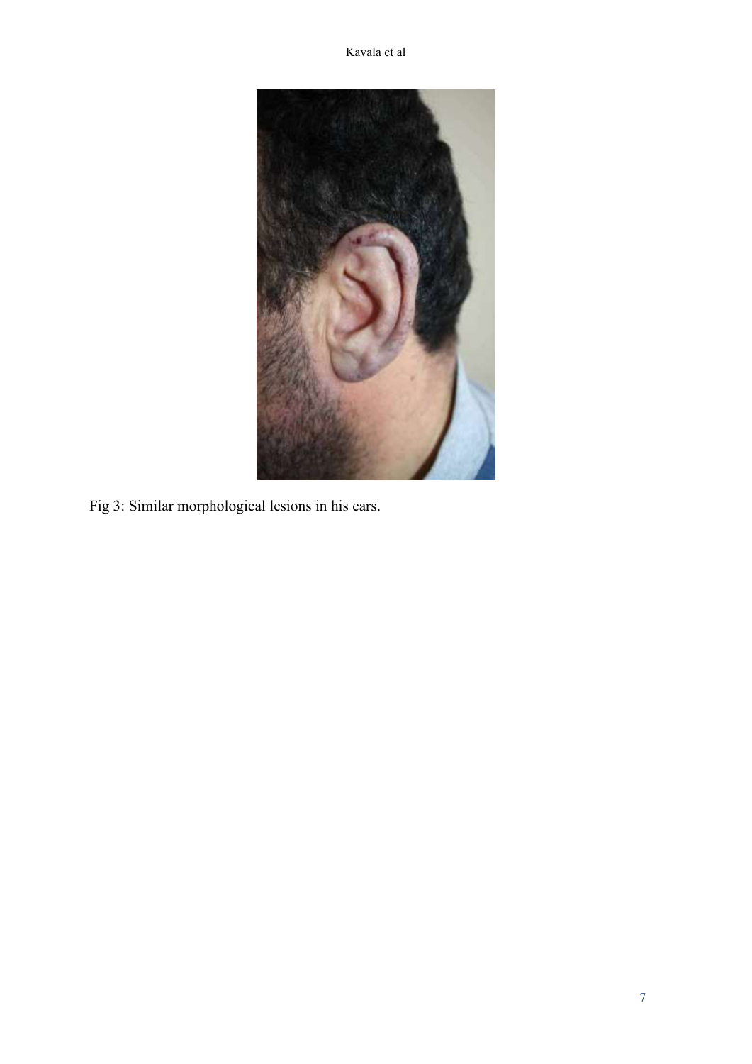Fig 3: Similar morphological lesions in his ears.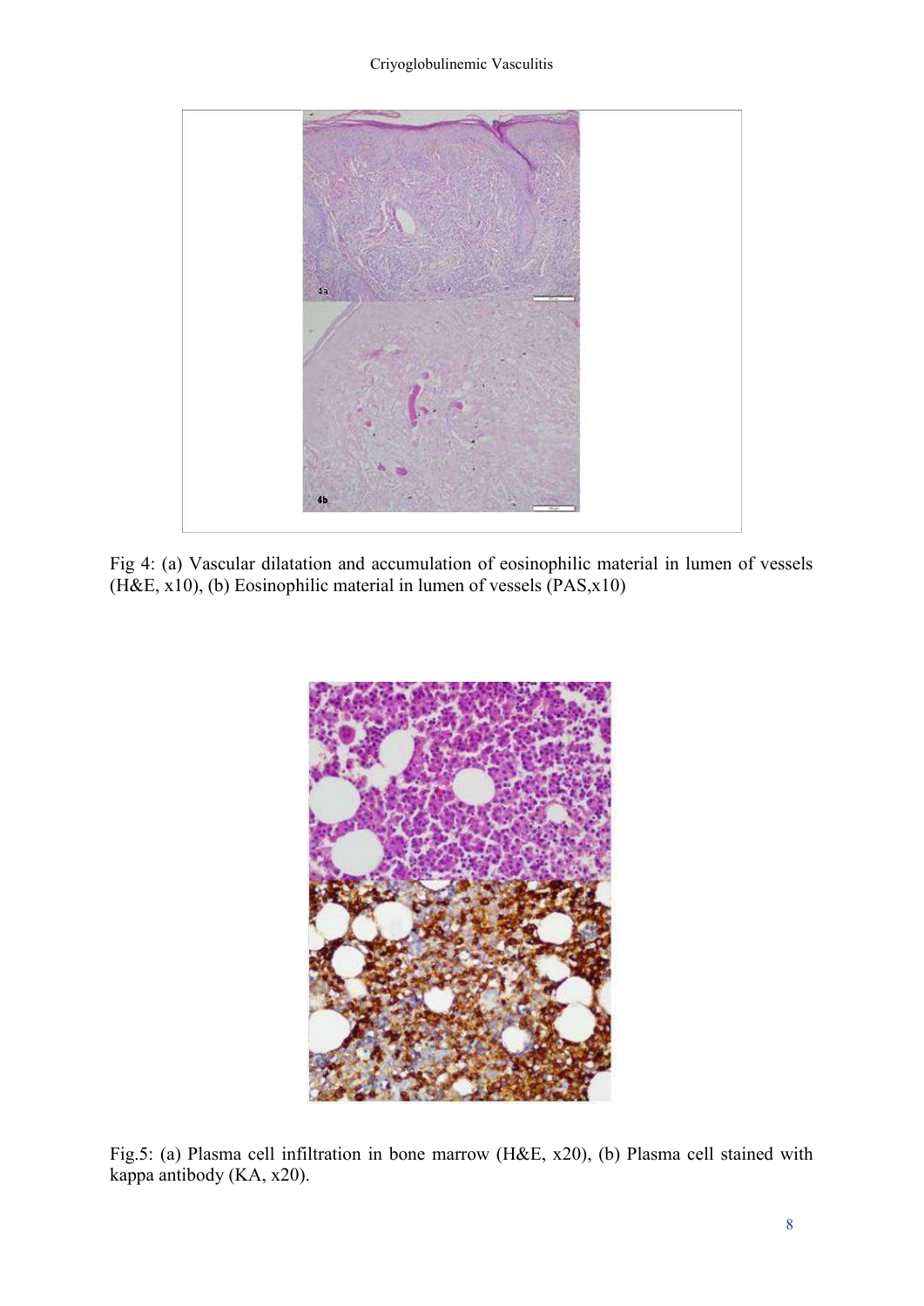Fig 4: (a) Vascular dilatation and accumulation of eosinophilic material in lumen of vessels (H&E, x10), (b) Eosinophilic material in lumen of vessels (PAS,x10)

Fig.5: (a) Plasma cell infiltration in bone marrow (H&E, x20), (b) Plasma cell stained with kappa antibody (KA, x20).